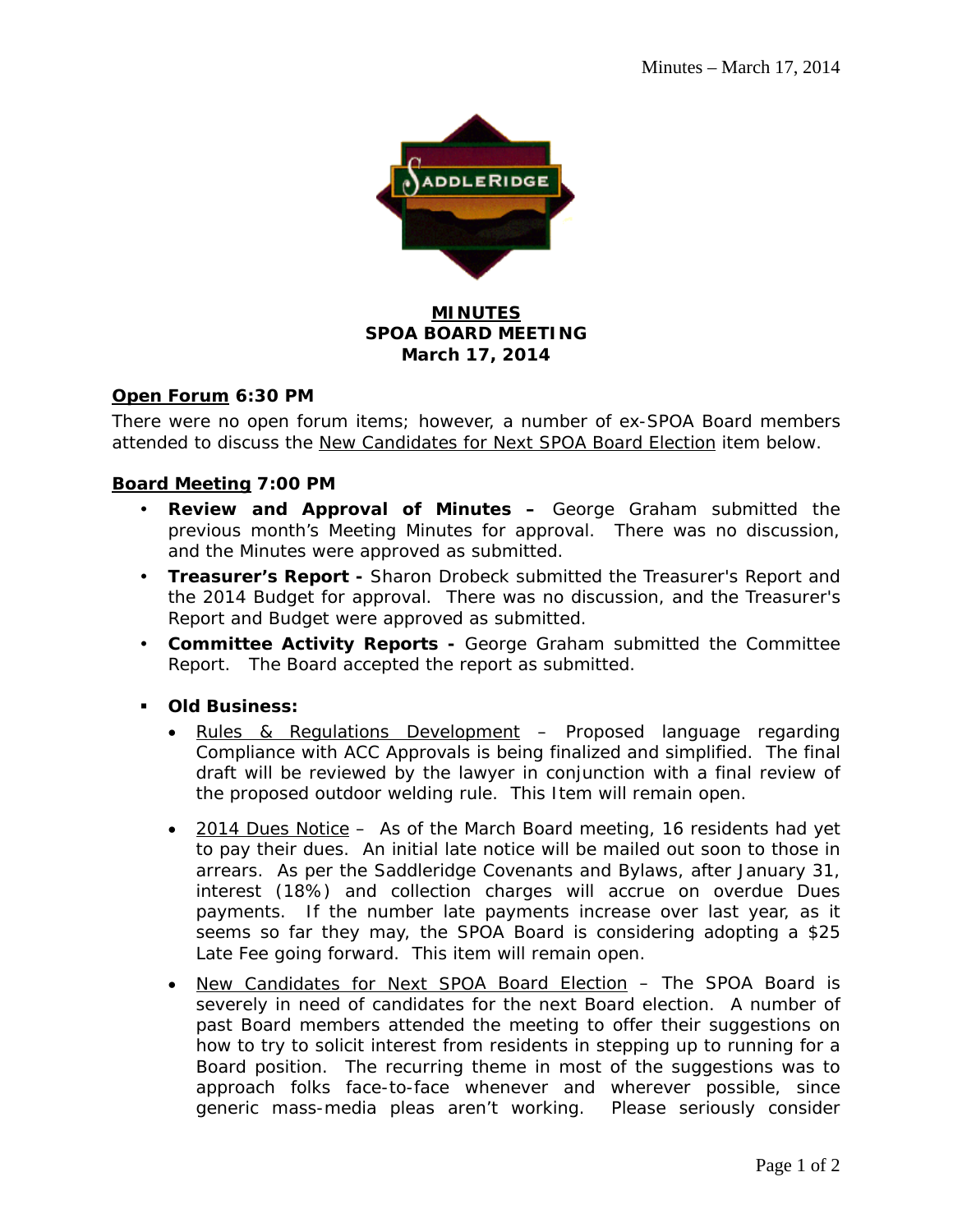# MINUTES
## SPOA BOARD MEETING
## March 17, 2014

**Open Forum 6:30 PM**

There were no open forum items; however, a number of ex-SPOA Board members attended to discuss the New Candidates for Next SPOA Board Election item below.

**Board Meeting 7:00 PM**

- **Review and Approval of Minutes –** George Graham submitted the previous month's Meeting Minutes for approval. There was no discussion, and the Minutes were approved as submitted.
- **Treasurer's Report -** Sharon Drobeck submitted the Treasurer's Report and the 2014 Budget for approval. There was no discussion, and the Treasurer's Report and Budget were approved as submitted.
- **Committee Activity Reports -** George Graham submitted the Committee Report. The Board accepted the report as submitted.

- **Old Business:**
  - Rules & Regulations Development – Proposed language regarding Compliance with ACC Approvals is being finalized and simplified. The final draft will be reviewed by the lawyer in conjunction with a final review of the proposed outdoor welding rule. This Item will remain open.
  - 2014 Dues Notice – As of the March Board meeting, 16 residents had yet to pay their dues. An initial late notice will be mailed out soon to those in arrears. As per the Saddleridge Covenants and Bylaws, after January 31, interest (18%) and collection charges will accrue on overdue Dues payments. If the number late payments increase over last year, as it seems so far they may, the SPOA Board is considering adopting a $25 Late Fee going forward. This item will remain open.
  - New Candidates for Next SPOA Board Election – The SPOA Board is severely in need of candidates for the next Board election. A number of past Board members attended the meeting to offer their suggestions on how to try to solicit interest from residents in stepping up to running for a Board position. The recurring theme in most of the suggestions was to approach folks face-to-face whenever and wherever possible, since generic mass-media pleas aren't working. Please seriously consider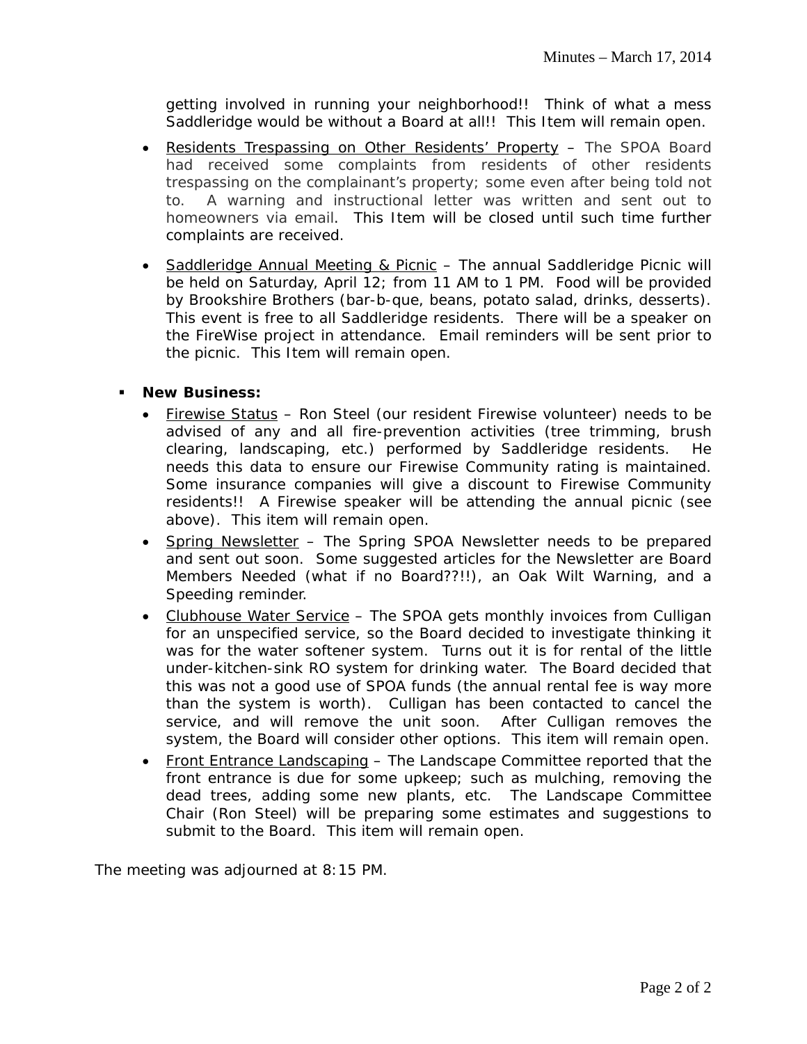getting involved in running your neighborhood!! Think of what a mess Saddleridge would be without a Board at all!! This Item will remain open.

- Residents Trespassing on Other Residents' Property – The SPOA Board had received some complaints from residents of other residents trespassing on the complainant's property; some even after being told not to. A warning and instructional letter was written and sent out to homeowners via email. This Item will be closed until such time further complaints are received.

- Saddleridge Annual Meeting & Picnic – The annual Saddleridge Picnic will be held on Saturday, April 12; from 11 AM to 1 PM. Food will be provided by Brookshire Brothers (bar-b-que, beans, potato salad, drinks, desserts). This event is free to all Saddleridge residents. There will be a speaker on the FireWise project in attendance. Email reminders will be sent prior to the picnic. This Item will remain open.

- **New Business:**
  - Firewise Status – Ron Steel (our resident Firewise volunteer) needs to be advised of any and all fire-prevention activities (tree trimming, brush clearing, landscaping, etc.) performed by Saddleridge residents. He needs this data to ensure our Firewise Community rating is maintained. Some insurance companies will give a discount to Firewise Community residents!! A Firewise speaker will be attending the annual picnic (see above). This item will remain open.
  - Spring Newsletter – The Spring SPOA Newsletter needs to be prepared and sent out soon. Some suggested articles for the Newsletter are Board Members Needed (what if no Board??!!), an Oak Wilt Warning, and a Speeding reminder.
  - Clubhouse Water Service – The SPOA gets monthly invoices from Culligan for an unspecified service, so the Board decided to investigate thinking it was for the water softener system. Turns out it is for rental of the little under-kitchen-sink RO system for drinking water. The Board decided that this was not a good use of SPOA funds (the annual rental fee is way more than the system is worth). Culligan has been contacted to cancel the service, and will remove the unit soon. After Culligan removes the system, the Board will consider other options. This item will remain open.
  - Front Entrance Landscaping – The Landscape Committee reported that the front entrance is due for some upkeep; such as mulching, removing the dead trees, adding some new plants, etc. The Landscape Committee Chair (Ron Steel) will be preparing some estimates and suggestions to submit to the Board. This item will remain open.

The meeting was adjourned at 8:15 PM.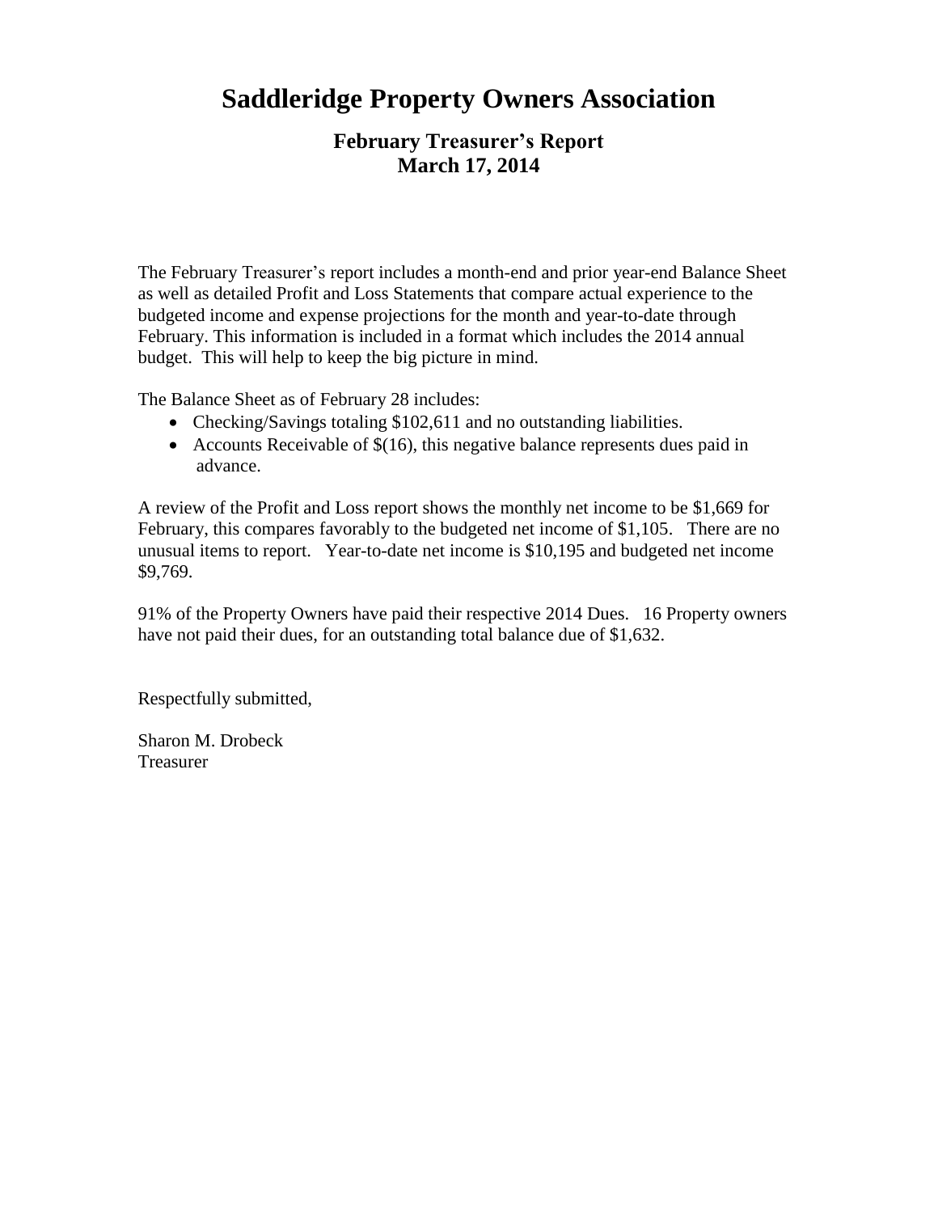# Saddleridge Property Owners Association

## February Treasurer's Report
## March 17, 2014

The February Treasurer's report includes a month-end and prior year-end Balance Sheet as well as detailed Profit and Loss Statements that compare actual experience to the budgeted income and expense projections for the month and year-to-date through February. This information is included in a format which includes the 2014 annual budget. This will help to keep the big picture in mind.

The Balance Sheet as of February 28 includes:

- Checking/Savings totaling $102,611 and no outstanding liabilities.
- Accounts Receivable of $(16), this negative balance represents dues paid in advance.

A review of the Profit and Loss report shows the monthly net income to be $1,669 for February, this compares favorably to the budgeted net income of $1,105. There are no unusual items to report. Year-to-date net income is $10,195 and budgeted net income $9,769.

91% of the Property Owners have paid their respective 2014 Dues. 16 Property owners have not paid their dues, for an outstanding total balance due of $1,632.

Respectfully submitted,

Sharon M. Drobeck
Treasurer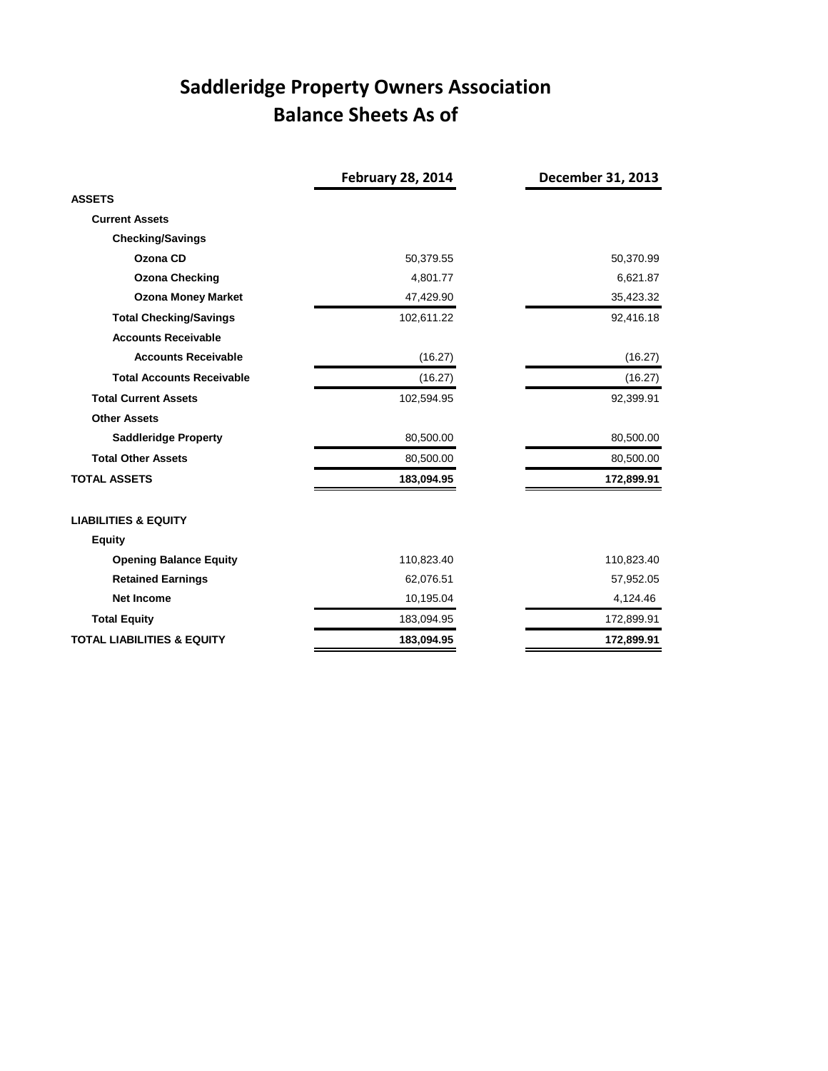# Saddleridge Property Owners Association
## Balance Sheets As of

| | February 28, 2014 | December 31, 2013 |
|---|---|---|
| **ASSETS** | | |
| **Current Assets** | | |
| **Checking/Savings** | | |
| **Ozona CD** | 50,379.55 | 50,370.99 |
| **Ozona Checking** | 4,801.77 | 6,621.87 |
| **Ozona Money Market** | 47,429.90 | 35,423.32 |
| **Total Checking/Savings** | 102,611.22 | 92,416.18 |
| **Accounts Receivable** | | |
| **Accounts Receivable** | (16.27) | (16.27) |
| **Total Accounts Receivable** | (16.27) | (16.27) |
| **Total Current Assets** | 102,594.95 | 92,399.91 |
| **Other Assets** | | |
| **Saddleridge Property** | 80,500.00 | 80,500.00 |
| **Total Other Assets** | 80,500.00 | 80,500.00 |
| **TOTAL ASSETS** | **183,094.95** | **172,899.91** |
| | | |
| **LIABILITIES & EQUITY** | | |
| **Equity** | | |
| **Opening Balance Equity** | 110,823.40 | 110,823.40 |
| **Retained Earnings** | 62,076.51 | 57,952.05 |
| **Net Income** | 10,195.04 | 4,124.46 |
| **Total Equity** | 183,094.95 | 172,899.91 |
| **TOTAL LIABILITIES & EQUITY** | **183,094.95** | **172,899.91** |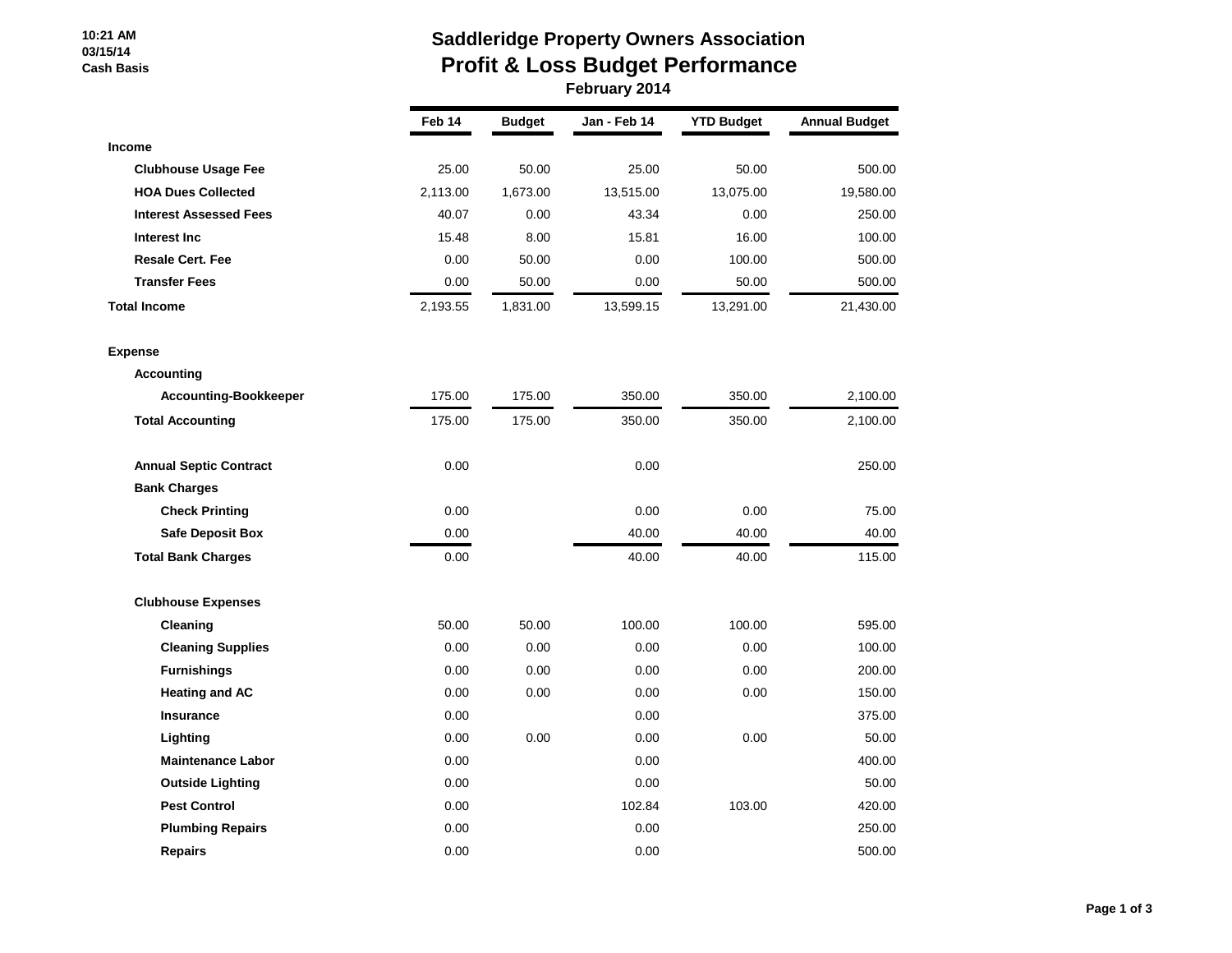10:21 AM
03/15/14
Cash Basis

# Saddleridge Property Owners Association
## Profit & Loss Budget Performance
### February 2014

| | Feb 14 | Budget | Jan - Feb 14 | YTD Budget | Annual Budget |
|---|---|---|---|---|---|
| **Income** | | | | | |
| **Clubhouse Usage Fee** | 25.00 | 50.00 | 25.00 | 50.00 | 500.00 |
| **HOA Dues Collected** | 2,113.00 | 1,673.00 | 13,515.00 | 13,075.00 | 19,580.00 |
| **Interest Assessed Fees** | 40.07 | 0.00 | 43.34 | 0.00 | 250.00 |
| **Interest Inc** | 15.48 | 8.00 | 15.81 | 16.00 | 100.00 |
| **Resale Cert. Fee** | 0.00 | 50.00 | 0.00 | 100.00 | 500.00 |
| **Transfer Fees** | 0.00 | 50.00 | 0.00 | 50.00 | 500.00 |
| **Total Income** | 2,193.55 | 1,831.00 | 13,599.15 | 13,291.00 | 21,430.00 |
| **Expense** | | | | | |
| **Accounting** | | | | | |
| **Accounting-Bookkeeper** | 175.00 | 175.00 | 350.00 | 350.00 | 2,100.00 |
| **Total Accounting** | 175.00 | 175.00 | 350.00 | 350.00 | 2,100.00 |
| **Annual Septic Contract** | 0.00 | | 0.00 | | 250.00 |
| **Bank Charges** | | | | | |
| **Check Printing** | 0.00 | | 0.00 | 0.00 | 75.00 |
| **Safe Deposit Box** | 0.00 | | 40.00 | 40.00 | 40.00 |
| **Total Bank Charges** | 0.00 | | 40.00 | 40.00 | 115.00 |
| **Clubhouse Expenses** | | | | | |
| **Cleaning** | 50.00 | 50.00 | 100.00 | 100.00 | 595.00 |
| **Cleaning Supplies** | 0.00 | 0.00 | 0.00 | 0.00 | 100.00 |
| **Furnishings** | 0.00 | 0.00 | 0.00 | 0.00 | 200.00 |
| **Heating and AC** | 0.00 | 0.00 | 0.00 | 0.00 | 150.00 |
| **Insurance** | 0.00 | | 0.00 | | 375.00 |
| **Lighting** | 0.00 | 0.00 | 0.00 | 0.00 | 50.00 |
| **Maintenance Labor** | 0.00 | | 0.00 | | 400.00 |
| **Outside Lighting** | 0.00 | | 0.00 | | 50.00 |
| **Pest Control** | 0.00 | | 102.84 | 103.00 | 420.00 |
| **Plumbing Repairs** | 0.00 | | 0.00 | | 250.00 |
| **Repairs** | 0.00 | | 0.00 | | 500.00 |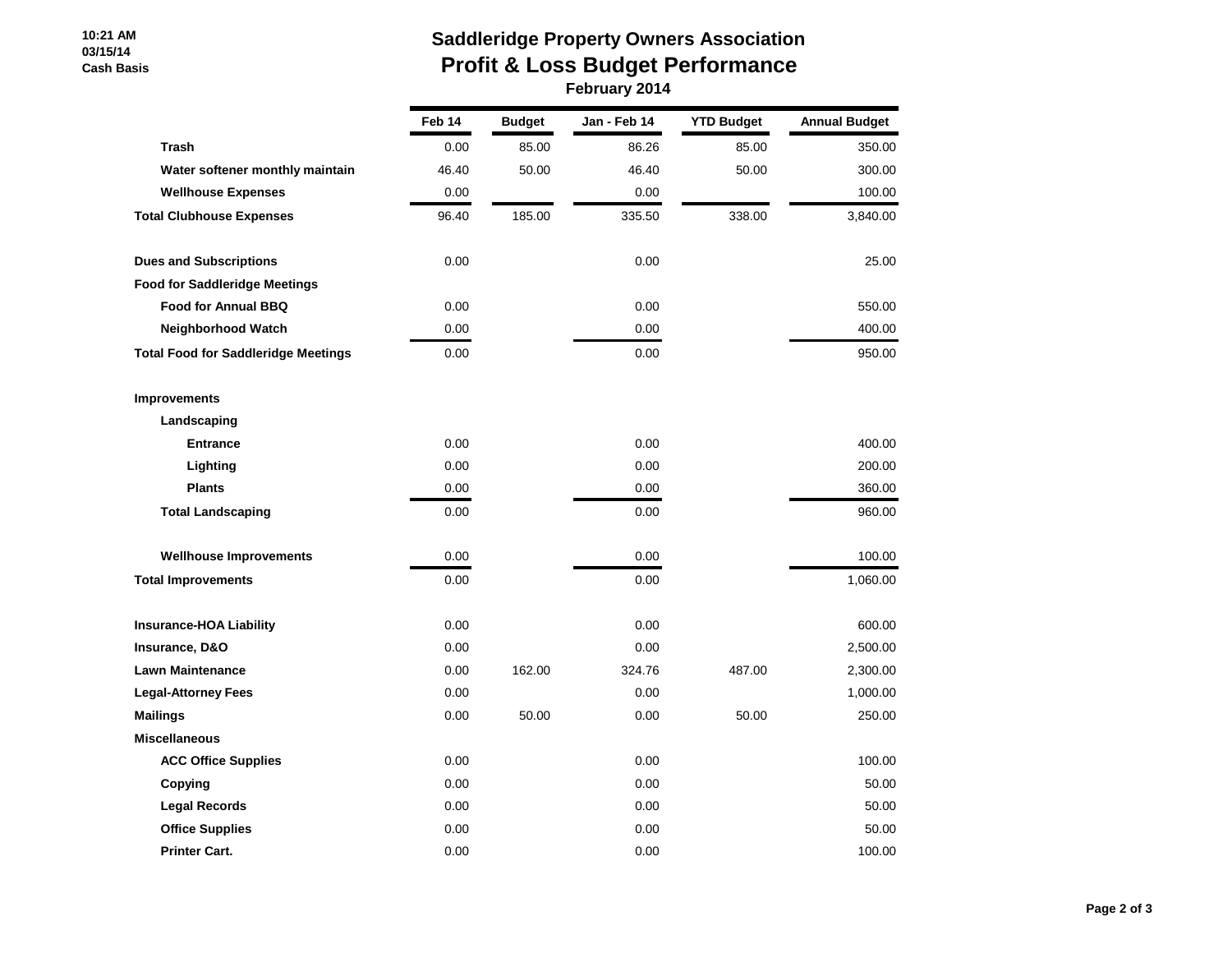10:21 AM
03/15/14
Cash Basis

# Saddleridge Property Owners Association
## Profit & Loss Budget Performance
### February 2014

| | Feb 14 | Budget | Jan - Feb 14 | YTD Budget | Annual Budget |
|---|---|---|---|---|---|
| **Trash** | 0.00 | 85.00 | 86.26 | 85.00 | 350.00 |
| **Water softener monthly maintain** | 46.40 | 50.00 | 46.40 | 50.00 | 300.00 |
| **Wellhouse Expenses** | 0.00 | | 0.00 | | 100.00 |
| **Total Clubhouse Expenses** | 96.40 | 185.00 | 335.50 | 338.00 | 3,840.00 |
| | | | | | |
| **Dues and Subscriptions** | 0.00 | | 0.00 | | 25.00 |
| **Food for Saddleridge Meetings** | | | | | |
| **Food for Annual BBQ** | 0.00 | | 0.00 | | 550.00 |
| **Neighborhood Watch** | 0.00 | | 0.00 | | 400.00 |
| **Total Food for Saddleridge Meetings** | 0.00 | | 0.00 | | 950.00 |
| | | | | | |
| **Improvements** | | | | | |
| **Landscaping** | | | | | |
| **Entrance** | 0.00 | | 0.00 | | 400.00 |
| **Lighting** | 0.00 | | 0.00 | | 200.00 |
| **Plants** | 0.00 | | 0.00 | | 360.00 |
| **Total Landscaping** | 0.00 | | 0.00 | | 960.00 |
| | | | | | |
| **Wellhouse Improvements** | 0.00 | | 0.00 | | 100.00 |
| **Total Improvements** | 0.00 | | 0.00 | | 1,060.00 |
| | | | | | |
| **Insurance-HOA Liability** | 0.00 | | 0.00 | | 600.00 |
| **Insurance, D&O** | 0.00 | | 0.00 | | 2,500.00 |
| **Lawn Maintenance** | 0.00 | 162.00 | 324.76 | 487.00 | 2,300.00 |
| **Legal-Attorney Fees** | 0.00 | | 0.00 | | 1,000.00 |
| **Mailings** | 0.00 | 50.00 | 0.00 | 50.00 | 250.00 |
| **Miscellaneous** | | | | | |
| **ACC Office Supplies** | 0.00 | | 0.00 | | 100.00 |
| **Copying** | 0.00 | | 0.00 | | 50.00 |
| **Legal Records** | 0.00 | | 0.00 | | 50.00 |
| **Office Supplies** | 0.00 | | 0.00 | | 50.00 |
| **Printer Cart.** | 0.00 | | 0.00 | | 100.00 |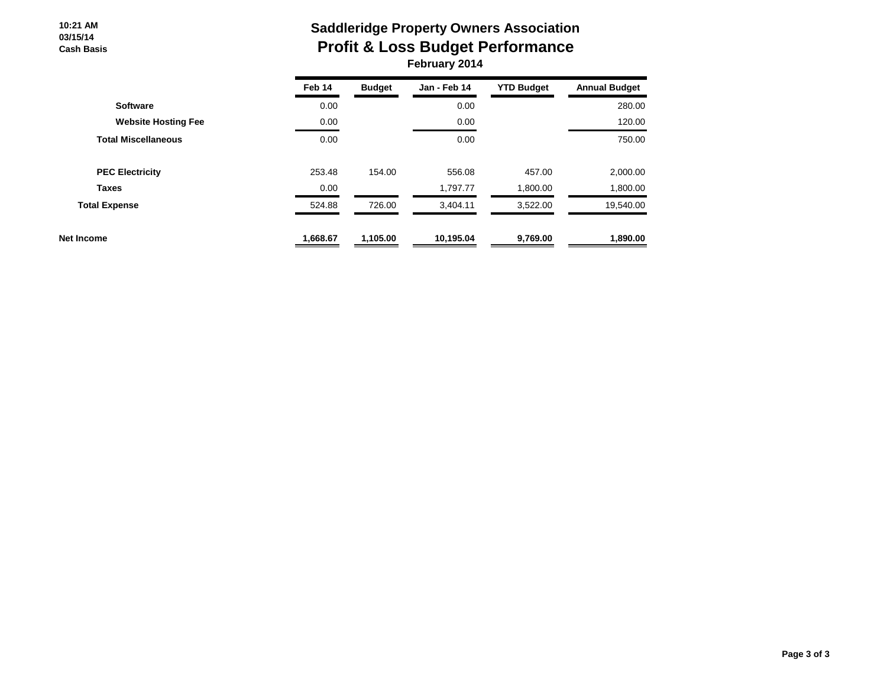10:21 AM
03/15/14
Cash Basis

# Saddleridge Property Owners Association
## Profit & Loss Budget Performance
### February 2014

| | Feb 14 | Budget | Jan - Feb 14 | YTD Budget | Annual Budget |
|---|---|---|---|---|---|
| **Software** | 0.00 | | 0.00 | | 280.00 |
| **Website Hosting Fee** | 0.00 | | 0.00 | | 120.00 |
| **Total Miscellaneous** | 0.00 | | 0.00 | | 750.00 |
| | | | | | |
| **PEC Electricity** | 253.48 | 154.00 | 556.08 | 457.00 | 2,000.00 |
| **Taxes** | 0.00 | | 1,797.77 | 1,800.00 | 1,800.00 |
| **Total Expense** | 524.88 | 726.00 | 3,404.11 | 3,522.00 | 19,540.00 |
| | | | | | |
| **Net Income** | **1,668.67** | **1,105.00** | **10,195.04** | **9,769.00** | **1,890.00** |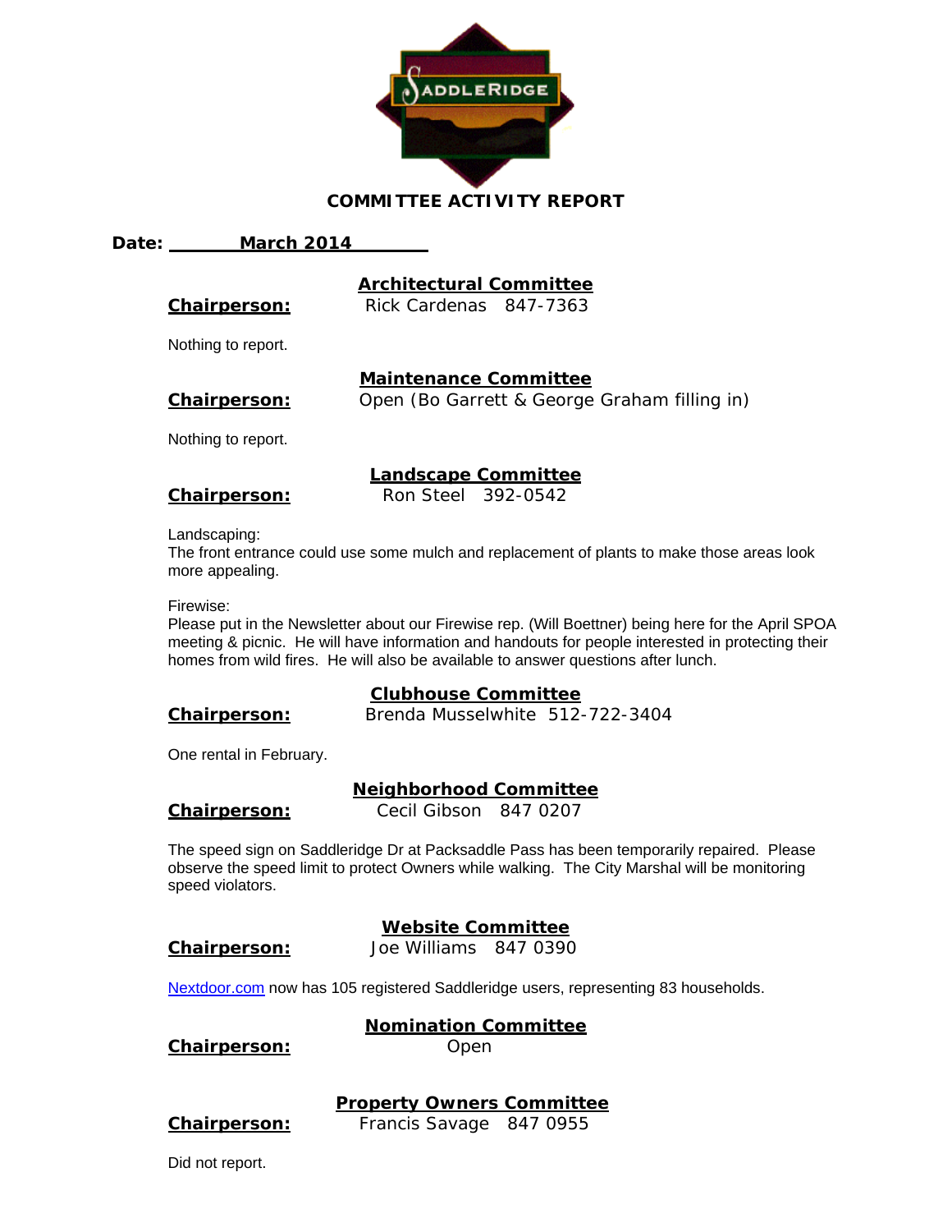# COMMITTEE ACTIVITY REPORT

**Date: March 2014**

## Architectural Committee

**Chairperson:** Rick Cardenas 847-7363

Nothing to report.

## Maintenance Committee

**Chairperson:** Open (Bo Garrett & George Graham filling in)

Nothing to report.

## Landscape Committee

**Chairperson:** Ron Steel 392-0542

Landscaping:
The front entrance could use some mulch and replacement of plants to make those areas look more appealing.

Firewise:
Please put in the Newsletter about our Firewise rep. (Will Boettner) being here for the April SPOA meeting & picnic. He will have information and handouts for people interested in protecting their homes from wild fires. He will also be available to answer questions after lunch.

## Clubhouse Committee

**Chairperson:** Brenda Musselwhite 512-722-3404

One rental in February.

## Neighborhood Committee

**Chairperson:** Cecil Gibson 847 0207

The speed sign on Saddleridge Dr at Packsaddle Pass has been temporarily repaired. Please observe the speed limit to protect Owners while walking. The City Marshal will be monitoring speed violators.

## Website Committee

**Chairperson:** Joe Williams 847 0390

Nextdoor.com now has 105 registered Saddleridge users, representing 83 households.

## Nomination Committee

**Chairperson:** Open

## Property Owners Committee

**Chairperson:** Francis Savage 847 0955

Did not report.